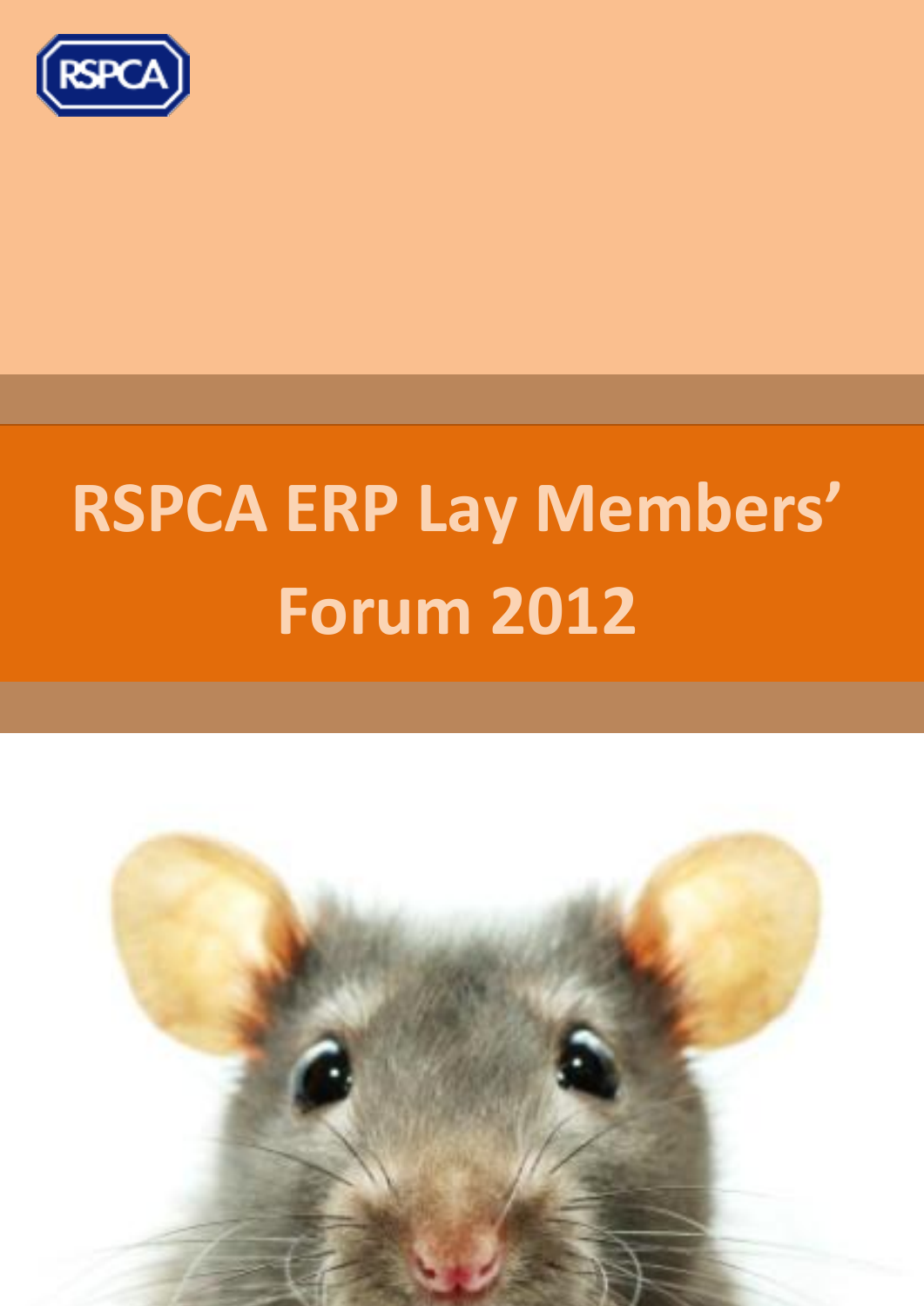RSPCA

# RSPCA ERP Lay Members' Forum 2012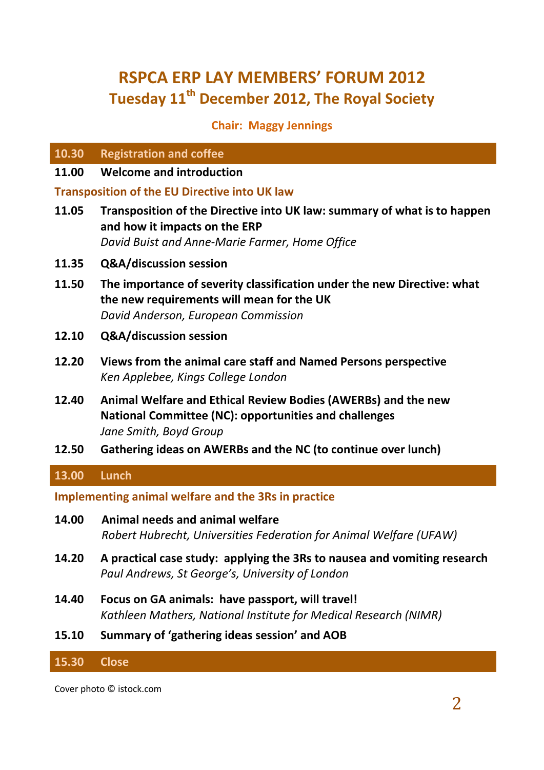# RSPCA ERP LAY MEMBERS' FORUM 2012

## Tuesday 11th December 2012, The Royal Society

**Chair: Maggy Jennings**

| | |
|---|---|
| **10.30** | **Registration and coffee** |
| **11.00** | **Welcome and introduction** |

### Transposition of the EU Directive into UK law

| | |
|---|---|
| **11.05** | **Transposition of the Directive into UK law: summary of what is to happen and how it impacts on the ERP**<br>*David Buist and Anne-Marie Farmer, Home Office* |
| **11.35** | **Q&A/discussion session** |
| **11.50** | **The importance of severity classification under the new Directive: what the new requirements will mean for the UK**<br>*David Anderson, European Commission* |
| **12.10** | **Q&A/discussion session** |
| **12.20** | **Views from the animal care staff and Named Persons perspective**<br>*Ken Applebee, Kings College London* |
| **12.40** | **Animal Welfare and Ethical Review Bodies (AWERBs) and the new National Committee (NC): opportunities and challenges**<br>*Jane Smith, Boyd Group* |
| **12.50** | **Gathering ideas on AWERBs and the NC (to continue over lunch)** |
| **13.00** | **Lunch** |

### Implementing animal welfare and the 3Rs in practice

| | |
|---|---|
| **14.00** | **Animal needs and animal welfare**<br>*Robert Hubrecht, Universities Federation for Animal Welfare (UFAW)* |
| **14.20** | **A practical case study: applying the 3Rs to nausea and vomiting research**<br>*Paul Andrews, St George's, University of London* |
| **14.40** | **Focus on GA animals: have passport, will travel!**<br>*Kathleen Mathers, National Institute for Medical Research (NIMR)* |
| **15.10** | **Summary of 'gathering ideas session' and AOB** |
| **15.30** | **Close** |

Cover photo © istock.com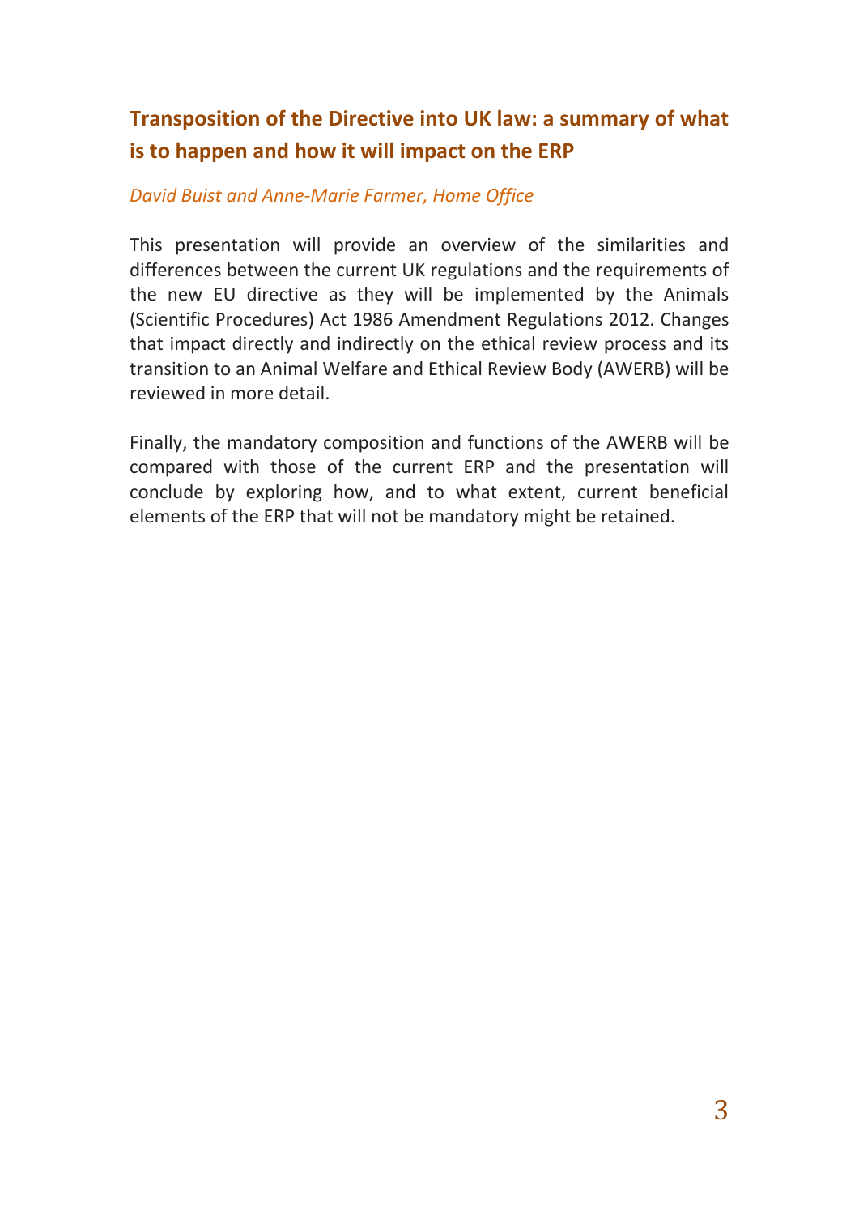## Transposition of the Directive into UK law: a summary of what is to happen and how it will impact on the ERP

*David Buist and Anne-Marie Farmer, Home Office*

This presentation will provide an overview of the similarities and differences between the current UK regulations and the requirements of the new EU directive as they will be implemented by the Animals (Scientific Procedures) Act 1986 Amendment Regulations 2012. Changes that impact directly and indirectly on the ethical review process and its transition to an Animal Welfare and Ethical Review Body (AWERB) will be reviewed in more detail.

Finally, the mandatory composition and functions of the AWERB will be compared with those of the current ERP and the presentation will conclude by exploring how, and to what extent, current beneficial elements of the ERP that will not be mandatory might be retained.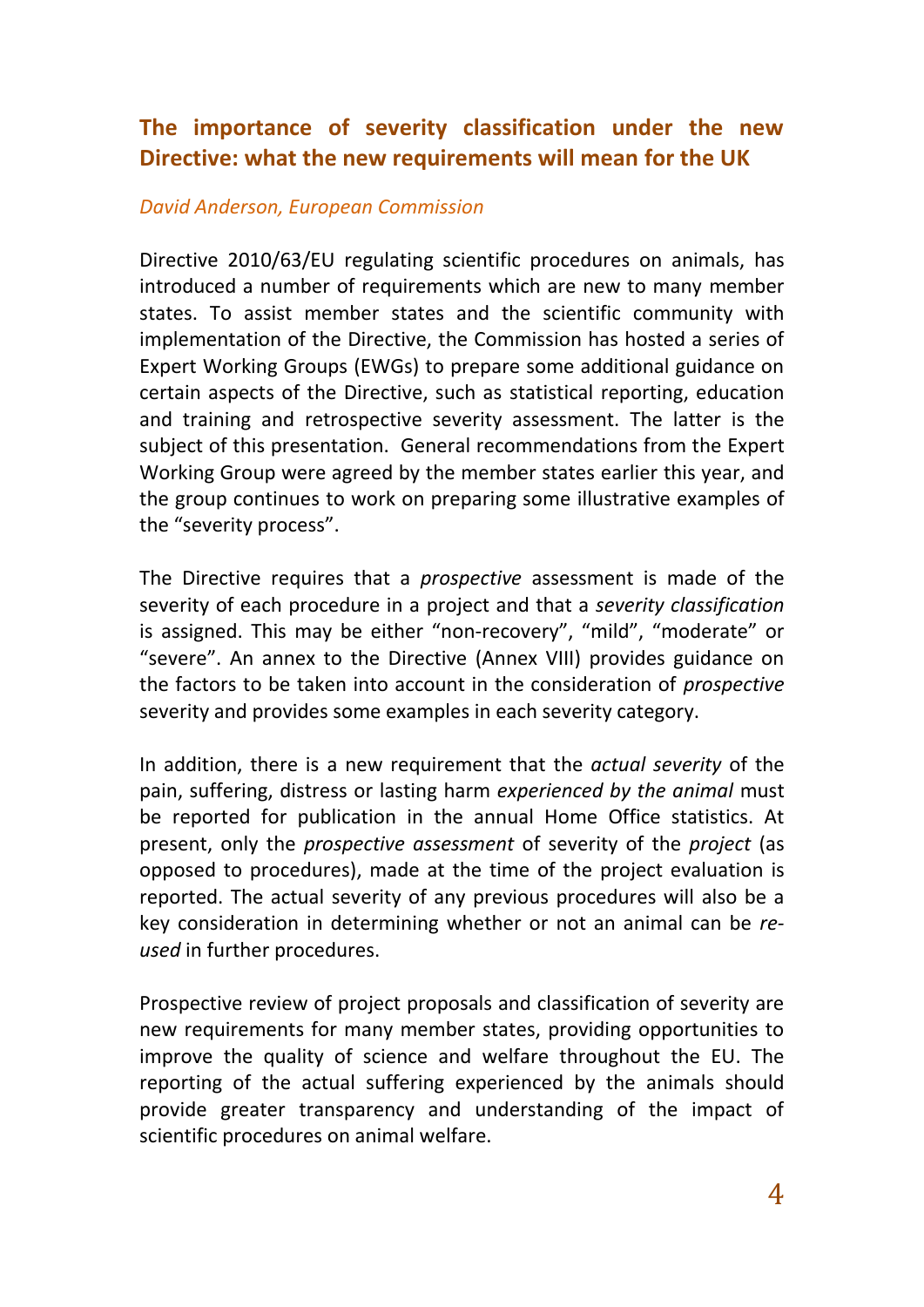## The importance of severity classification under the new Directive: what the new requirements will mean for the UK

*David Anderson, European Commission*

Directive 2010/63/EU regulating scientific procedures on animals, has introduced a number of requirements which are new to many member states. To assist member states and the scientific community with implementation of the Directive, the Commission has hosted a series of Expert Working Groups (EWGs) to prepare some additional guidance on certain aspects of the Directive, such as statistical reporting, education and training and retrospective severity assessment. The latter is the subject of this presentation. General recommendations from the Expert Working Group were agreed by the member states earlier this year, and the group continues to work on preparing some illustrative examples of the "severity process".

The Directive requires that a *prospective* assessment is made of the severity of each procedure in a project and that a *severity classification* is assigned. This may be either "non-recovery", "mild", "moderate" or "severe". An annex to the Directive (Annex VIII) provides guidance on the factors to be taken into account in the consideration of *prospective* severity and provides some examples in each severity category.

In addition, there is a new requirement that the *actual severity* of the pain, suffering, distress or lasting harm *experienced by the animal* must be reported for publication in the annual Home Office statistics. At present, only the *prospective assessment* of severity of the *project* (as opposed to procedures), made at the time of the project evaluation is reported. The actual severity of any previous procedures will also be a key consideration in determining whether or not an animal can be *re-used* in further procedures.

Prospective review of project proposals and classification of severity are new requirements for many member states, providing opportunities to improve the quality of science and welfare throughout the EU. The reporting of the actual suffering experienced by the animals should provide greater transparency and understanding of the impact of scientific procedures on animal welfare.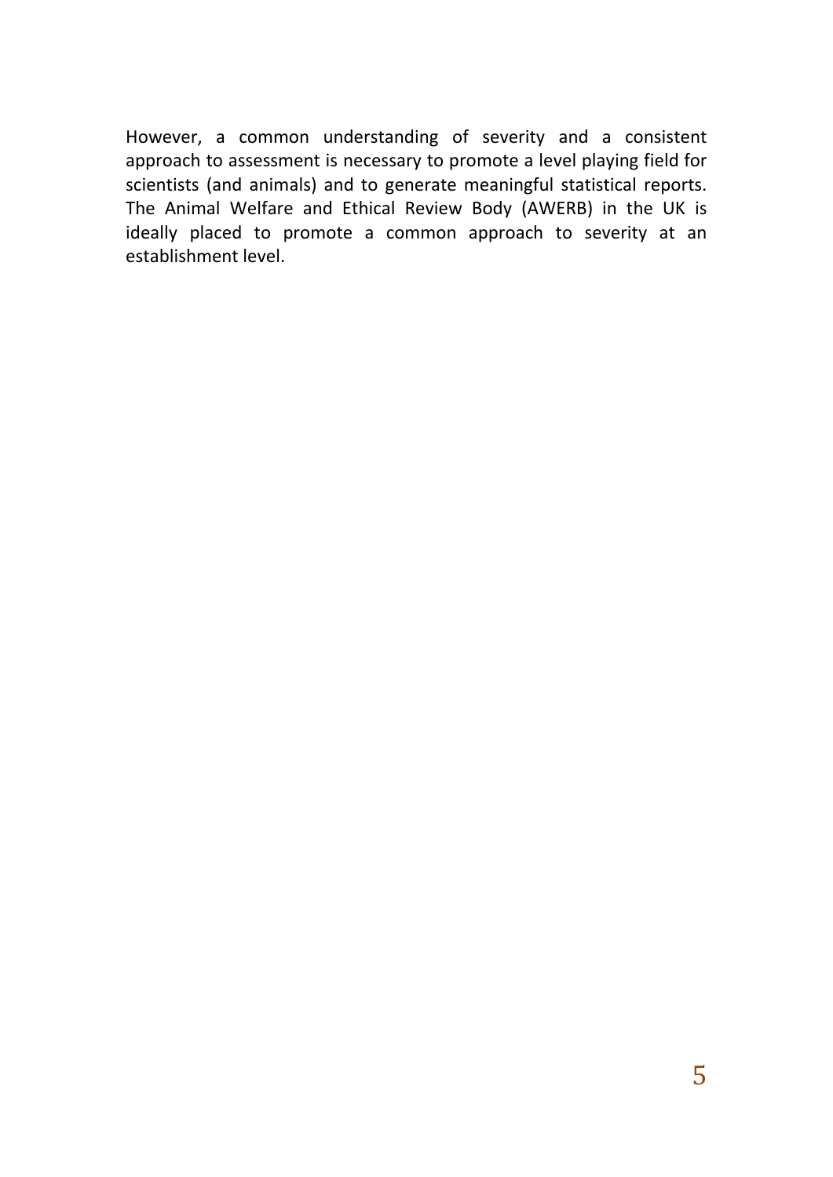However, a common understanding of severity and a consistent approach to assessment is necessary to promote a level playing field for scientists (and animals) and to generate meaningful statistical reports. The Animal Welfare and Ethical Review Body (AWERB) in the UK is ideally placed to promote a common approach to severity at an establishment level.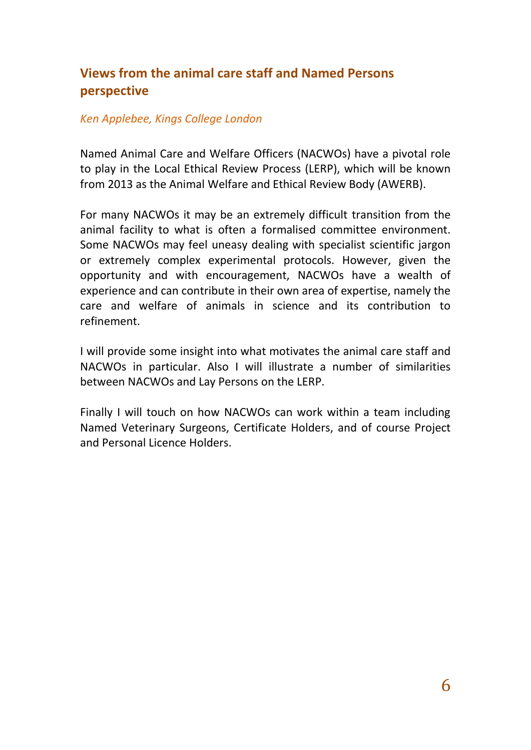## Views from the animal care staff and Named Persons perspective

*Ken Applebee, Kings College London*

Named Animal Care and Welfare Officers (NACWOs) have a pivotal role to play in the Local Ethical Review Process (LERP), which will be known from 2013 as the Animal Welfare and Ethical Review Body (AWERB).

For many NACWOs it may be an extremely difficult transition from the animal facility to what is often a formalised committee environment. Some NACWOs may feel uneasy dealing with specialist scientific jargon or extremely complex experimental protocols. However, given the opportunity and with encouragement, NACWOs have a wealth of experience and can contribute in their own area of expertise, namely the care and welfare of animals in science and its contribution to refinement.

I will provide some insight into what motivates the animal care staff and NACWOs in particular. Also I will illustrate a number of similarities between NACWOs and Lay Persons on the LERP.

Finally I will touch on how NACWOs can work within a team including Named Veterinary Surgeons, Certificate Holders, and of course Project and Personal Licence Holders.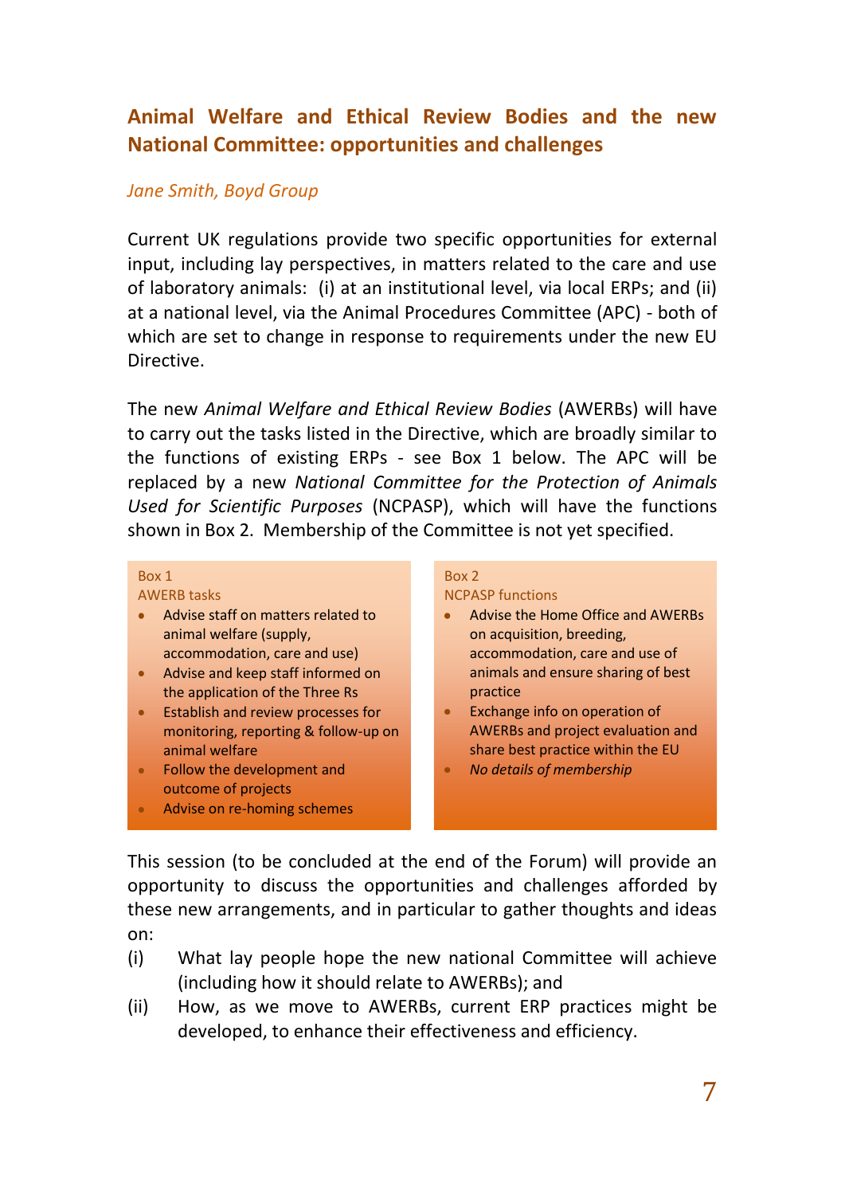## Animal Welfare and Ethical Review Bodies and the new National Committee: opportunities and challenges

*Jane Smith, Boyd Group*

Current UK regulations provide two specific opportunities for external input, including lay perspectives, in matters related to the care and use of laboratory animals: (i) at an institutional level, via local ERPs; and (ii) at a national level, via the Animal Procedures Committee (APC) - both of which are set to change in response to requirements under the new EU Directive.

The new *Animal Welfare and Ethical Review Bodies* (AWERBs) will have to carry out the tasks listed in the Directive, which are broadly similar to the functions of existing ERPs - see Box 1 below. The APC will be replaced by a new *National Committee for the Protection of Animals Used for Scientific Purposes* (NCPASP), which will have the functions shown in Box 2. Membership of the Committee is not yet specified.

Box 1
AWERB tasks

- Advise staff on matters related to animal welfare (supply, accommodation, care and use)
- Advise and keep staff informed on the application of the Three Rs
- Establish and review processes for monitoring, reporting & follow-up on animal welfare
- Follow the development and outcome of projects
- Advise on re-homing schemes

Box 2
NCPASP functions

- Advise the Home Office and AWERBs on acquisition, breeding, accommodation, care and use of animals and ensure sharing of best practice
- Exchange info on operation of AWERBs and project evaluation and share best practice within the EU
- *No details of membership*

This session (to be concluded at the end of the Forum) will provide an opportunity to discuss the opportunities and challenges afforded by these new arrangements, and in particular to gather thoughts and ideas on:

(i) What lay people hope the new national Committee will achieve (including how it should relate to AWERBs); and

(ii) How, as we move to AWERBs, current ERP practices might be developed, to enhance their effectiveness and efficiency.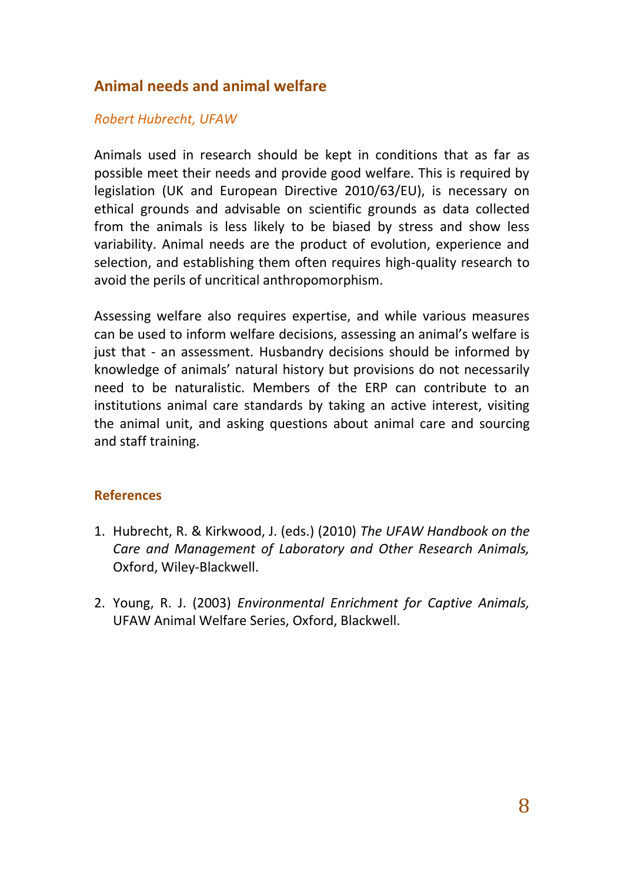## Animal needs and animal welfare

*Robert Hubrecht, UFAW*

Animals used in research should be kept in conditions that as far as possible meet their needs and provide good welfare. This is required by legislation (UK and European Directive 2010/63/EU), is necessary on ethical grounds and advisable on scientific grounds as data collected from the animals is less likely to be biased by stress and show less variability. Animal needs are the product of evolution, experience and selection, and establishing them often requires high-quality research to avoid the perils of uncritical anthropomorphism.

Assessing welfare also requires expertise, and while various measures can be used to inform welfare decisions, assessing an animal's welfare is just that - an assessment. Husbandry decisions should be informed by knowledge of animals' natural history but provisions do not necessarily need to be naturalistic. Members of the ERP can contribute to an institutions animal care standards by taking an active interest, visiting the animal unit, and asking questions about animal care and sourcing and staff training.

### References

1. Hubrecht, R. & Kirkwood, J. (eds.) (2010) *The UFAW Handbook on the Care and Management of Laboratory and Other Research Animals,* Oxford, Wiley-Blackwell.

2. Young, R. J. (2003) *Environmental Enrichment for Captive Animals,* UFAW Animal Welfare Series, Oxford, Blackwell.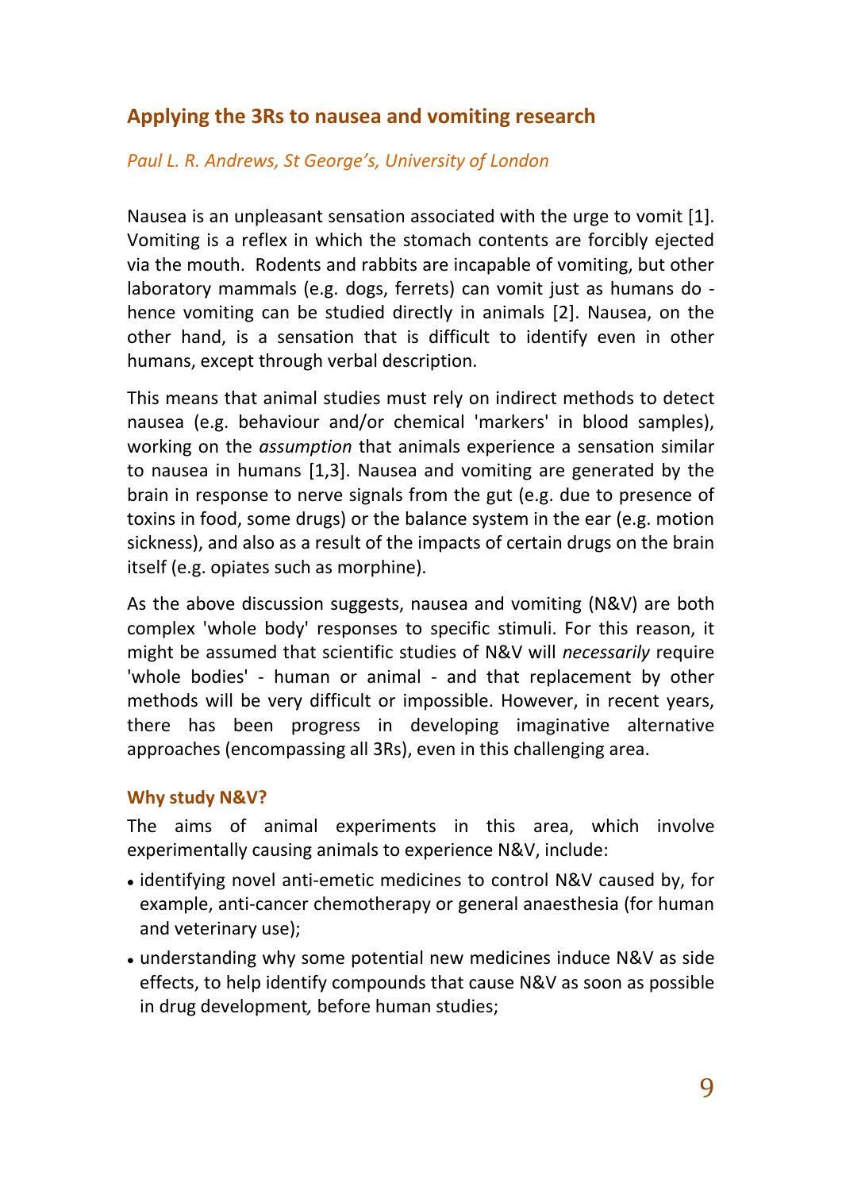## Applying the 3Rs to nausea and vomiting research

*Paul L. R. Andrews, St George's, University of London*

Nausea is an unpleasant sensation associated with the urge to vomit [1]. Vomiting is a reflex in which the stomach contents are forcibly ejected via the mouth. Rodents and rabbits are incapable of vomiting, but other laboratory mammals (e.g. dogs, ferrets) can vomit just as humans do - hence vomiting can be studied directly in animals [2]. Nausea, on the other hand, is a sensation that is difficult to identify even in other humans, except through verbal description.

This means that animal studies must rely on indirect methods to detect nausea (e.g. behaviour and/or chemical 'markers' in blood samples), working on the *assumption* that animals experience a sensation similar to nausea in humans [1,3]. Nausea and vomiting are generated by the brain in response to nerve signals from the gut (e.g. due to presence of toxins in food, some drugs) or the balance system in the ear (e.g. motion sickness), and also as a result of the impacts of certain drugs on the brain itself (e.g. opiates such as morphine).

As the above discussion suggests, nausea and vomiting (N&V) are both complex 'whole body' responses to specific stimuli. For this reason, it might be assumed that scientific studies of N&V will *necessarily* require 'whole bodies' - human or animal - and that replacement by other methods will be very difficult or impossible. However, in recent years, there has been progress in developing imaginative alternative approaches (encompassing all 3Rs), even in this challenging area.

### Why study N&V?

The aims of animal experiments in this area, which involve experimentally causing animals to experience N&V, include:

- identifying novel anti-emetic medicines to control N&V caused by, for example, anti-cancer chemotherapy or general anaesthesia (for human and veterinary use);
- understanding why some potential new medicines induce N&V as side effects, to help identify compounds that cause N&V as soon as possible in drug development, before human studies;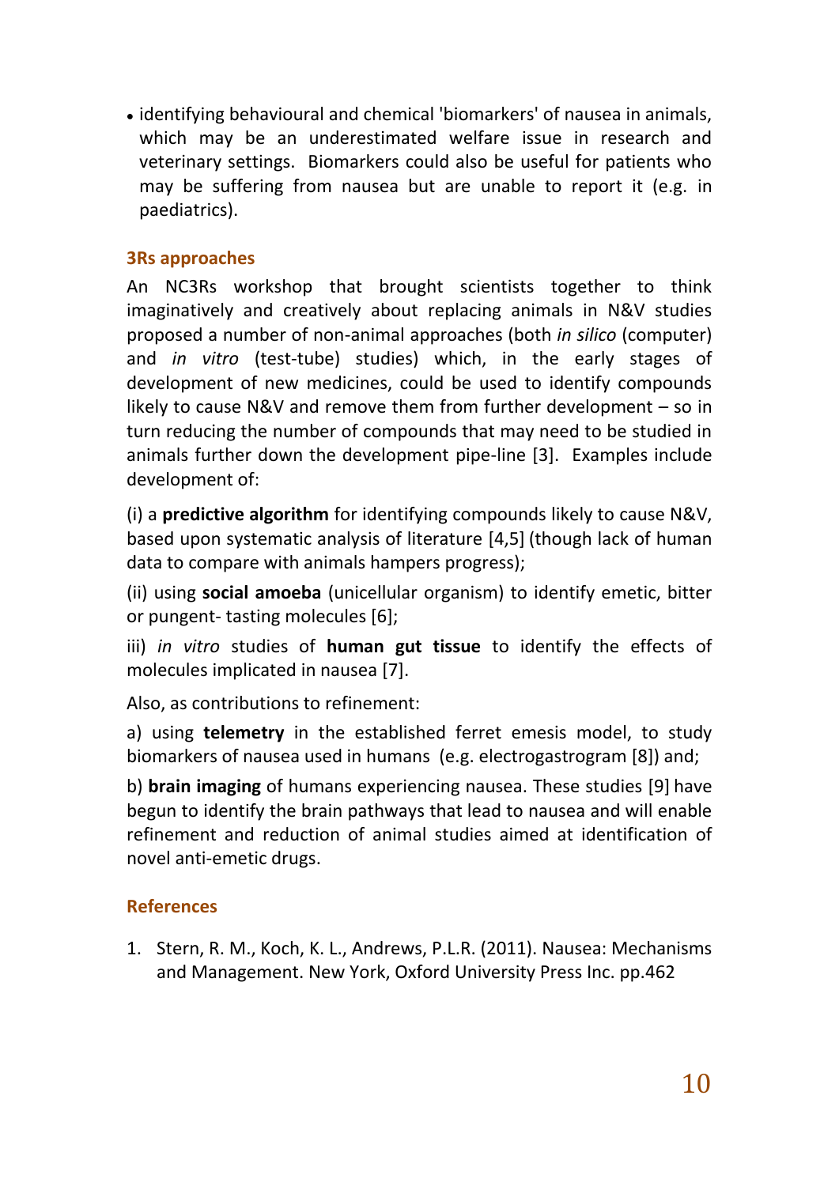- identifying behavioural and chemical 'biomarkers' of nausea in animals, which may be an underestimated welfare issue in research and veterinary settings. Biomarkers could also be useful for patients who may be suffering from nausea but are unable to report it (e.g. in paediatrics).

## 3Rs approaches

An NC3Rs workshop that brought scientists together to think imaginatively and creatively about replacing animals in N&V studies proposed a number of non-animal approaches (both *in silico* (computer) and *in vitro* (test-tube) studies) which, in the early stages of development of new medicines, could be used to identify compounds likely to cause N&V and remove them from further development – so in turn reducing the number of compounds that may need to be studied in animals further down the development pipe-line [3]. Examples include development of:

(i) a **predictive algorithm** for identifying compounds likely to cause N&V, based upon systematic analysis of literature [4,5] (though lack of human data to compare with animals hampers progress);

(ii) using **social amoeba** (unicellular organism) to identify emetic, bitter or pungent- tasting molecules [6];

iii) *in vitro* studies of **human gut tissue** to identify the effects of molecules implicated in nausea [7].

Also, as contributions to refinement:

a) using **telemetry** in the established ferret emesis model, to study biomarkers of nausea used in humans (e.g. electrogastrogram [8]) and;

b) **brain imaging** of humans experiencing nausea. These studies [9] have begun to identify the brain pathways that lead to nausea and will enable refinement and reduction of animal studies aimed at identification of novel anti-emetic drugs.

## References

1. Stern, R. M., Koch, K. L., Andrews, P.L.R. (2011). Nausea: Mechanisms and Management. New York, Oxford University Press Inc. pp.462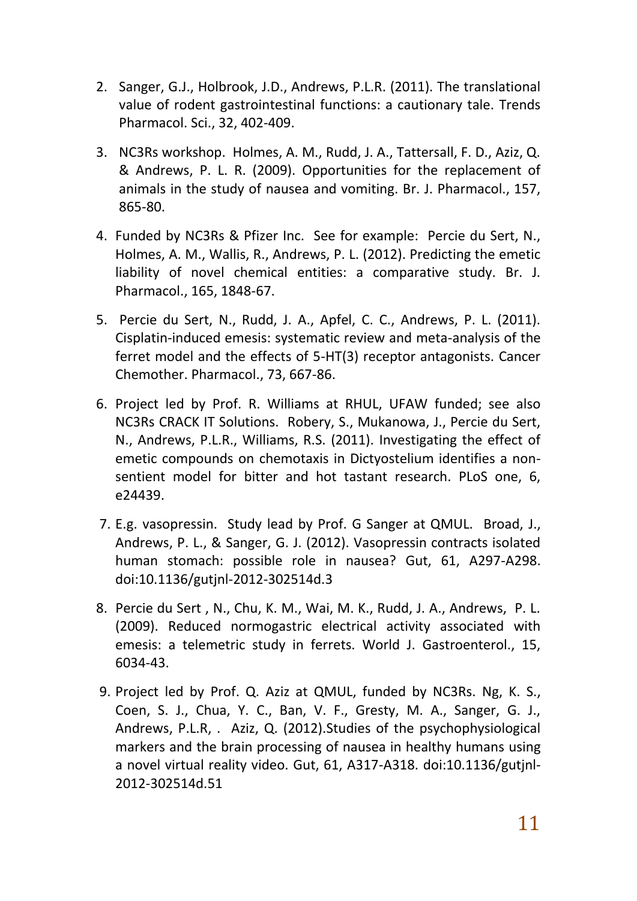2. Sanger, G.J., Holbrook, J.D., Andrews, P.L.R. (2011). The translational value of rodent gastrointestinal functions: a cautionary tale. Trends Pharmacol. Sci., 32, 402-409.

3. NC3Rs workshop. Holmes, A. M., Rudd, J. A., Tattersall, F. D., Aziz, Q. & Andrews, P. L. R. (2009). Opportunities for the replacement of animals in the study of nausea and vomiting. Br. J. Pharmacol., 157, 865-80.

4. Funded by NC3Rs & Pfizer Inc. See for example: Percie du Sert, N., Holmes, A. M., Wallis, R., Andrews, P. L. (2012). Predicting the emetic liability of novel chemical entities: a comparative study. Br. J. Pharmacol., 165, 1848-67.

5. Percie du Sert, N., Rudd, J. A., Apfel, C. C., Andrews, P. L. (2011). Cisplatin-induced emesis: systematic review and meta-analysis of the ferret model and the effects of 5-HT(3) receptor antagonists. Cancer Chemother. Pharmacol., 73, 667-86.

6. Project led by Prof. R. Williams at RHUL, UFAW funded; see also NC3Rs CRACK IT Solutions. Robery, S., Mukanowa, J., Percie du Sert, N., Andrews, P.L.R., Williams, R.S. (2011). Investigating the effect of emetic compounds on chemotaxis in Dictyostelium identifies a non-sentient model for bitter and hot tastant research. PLoS one, 6, e24439.

7. E.g. vasopressin. Study lead by Prof. G Sanger at QMUL. Broad, J., Andrews, P. L., & Sanger, G. J. (2012). Vasopressin contracts isolated human stomach: possible role in nausea? Gut, 61, A297-A298. doi:10.1136/gutjnl-2012-302514d.3

8. Percie du Sert , N., Chu, K. M., Wai, M. K., Rudd, J. A., Andrews, P. L. (2009). Reduced normogastric electrical activity associated with emesis: a telemetric study in ferrets. World J. Gastroenterol., 15, 6034-43.

9. Project led by Prof. Q. Aziz at QMUL, funded by NC3Rs. Ng, K. S., Coen, S. J., Chua, Y. C., Ban, V. F., Gresty, M. A., Sanger, G. J., Andrews, P.L.R, . Aziz, Q. (2012).Studies of the psychophysiological markers and the brain processing of nausea in healthy humans using a novel virtual reality video. Gut, 61, A317-A318. doi:10.1136/gutjnl-2012-302514d.51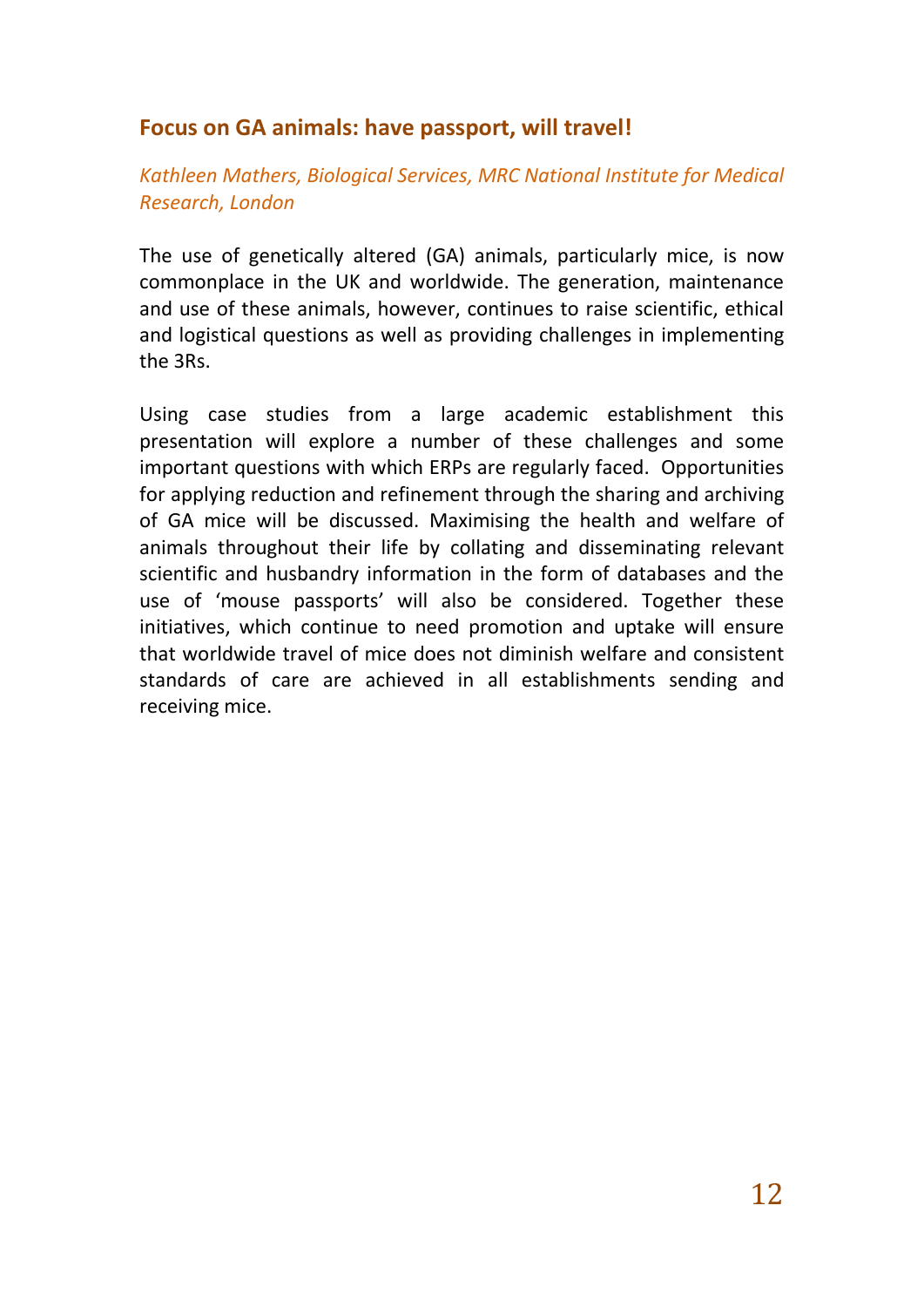## Focus on GA animals: have passport, will travel!

*Kathleen Mathers, Biological Services, MRC National Institute for Medical Research, London*

The use of genetically altered (GA) animals, particularly mice, is now commonplace in the UK and worldwide. The generation, maintenance and use of these animals, however, continues to raise scientific, ethical and logistical questions as well as providing challenges in implementing the 3Rs.

Using case studies from a large academic establishment this presentation will explore a number of these challenges and some important questions with which ERPs are regularly faced. Opportunities for applying reduction and refinement through the sharing and archiving of GA mice will be discussed. Maximising the health and welfare of animals throughout their life by collating and disseminating relevant scientific and husbandry information in the form of databases and the use of 'mouse passports' will also be considered. Together these initiatives, which continue to need promotion and uptake will ensure that worldwide travel of mice does not diminish welfare and consistent standards of care are achieved in all establishments sending and receiving mice.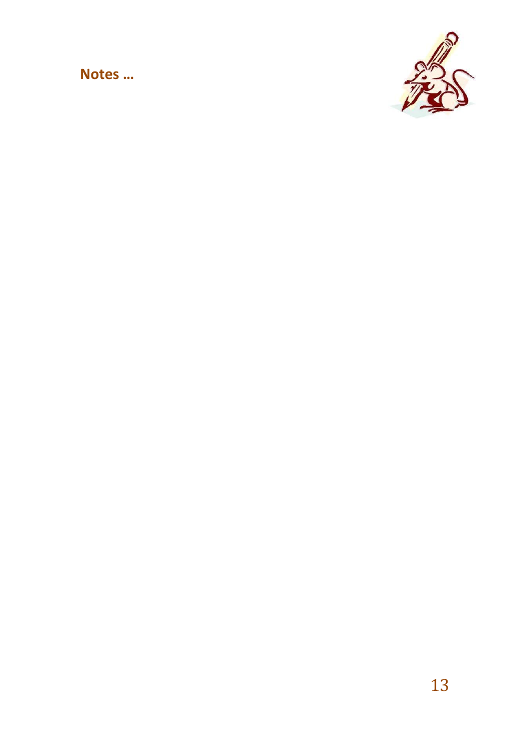**Notes …**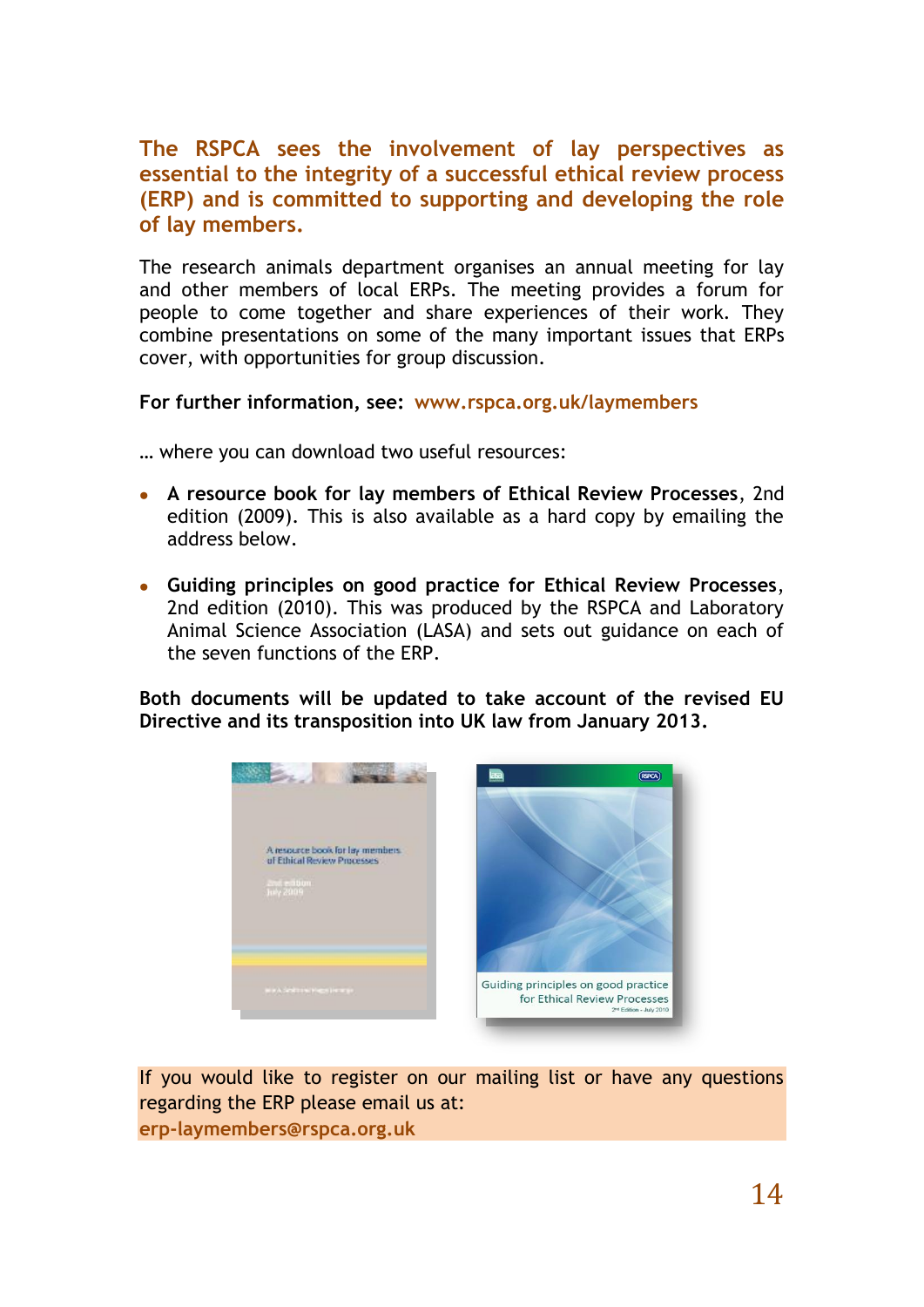**The RSPCA sees the involvement of lay perspectives as essential to the integrity of a successful ethical review process (ERP) and is committed to supporting and developing the role of lay members.**

The research animals department organises an annual meeting for lay and other members of local ERPs. The meeting provides a forum for people to come together and share experiences of their work. They combine presentations on some of the many important issues that ERPs cover, with opportunities for group discussion.

**For further information, see:** **www.rspca.org.uk/laymembers**

… where you can download two useful resources:

- **A resource book for lay members of Ethical Review Processes**, 2nd edition (2009). This is also available as a hard copy by emailing the address below.

- **Guiding principles on good practice for Ethical Review Processes**, 2nd edition (2010). This was produced by the RSPCA and Laboratory Animal Science Association (LASA) and sets out guidance on each of the seven functions of the ERP.

**Both documents will be updated to take account of the revised EU Directive and its transposition into UK law from January 2013.**

If you would like to register on our mailing list or have any questions regarding the ERP please email us at:
**erp-laymembers@rspca.org.uk**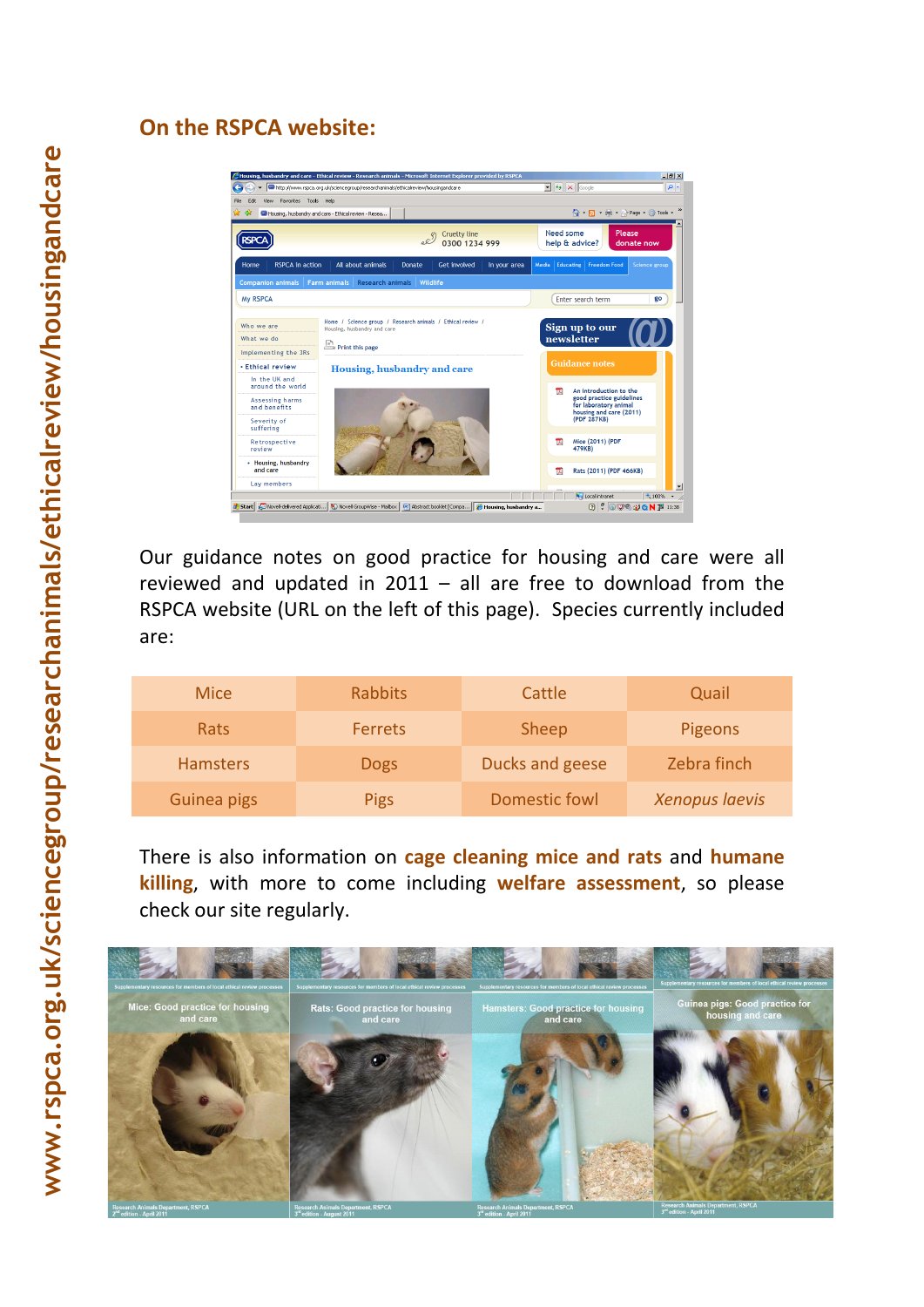## On the RSPCA website:

Our guidance notes on good practice for housing and care were all reviewed and updated in 2011 – all are free to download from the RSPCA website (URL on the left of this page). Species currently included are:

| Mice | Rabbits | Cattle | Quail |
|---|---|---|---|
| Rats | Ferrets | Sheep | Pigeons |
| Hamsters | Dogs | Ducks and geese | Zebra finch |
| Guinea pigs | Pigs | Domestic fowl | *Xenopus laevis* |

There is also information on **cage cleaning mice and rats** and **humane killing**, with more to come including **welfare assessment**, so please check our site regularly.

www.rspca.org.uk/sciencegroup/researchanimals/ethicalreview/housingandcare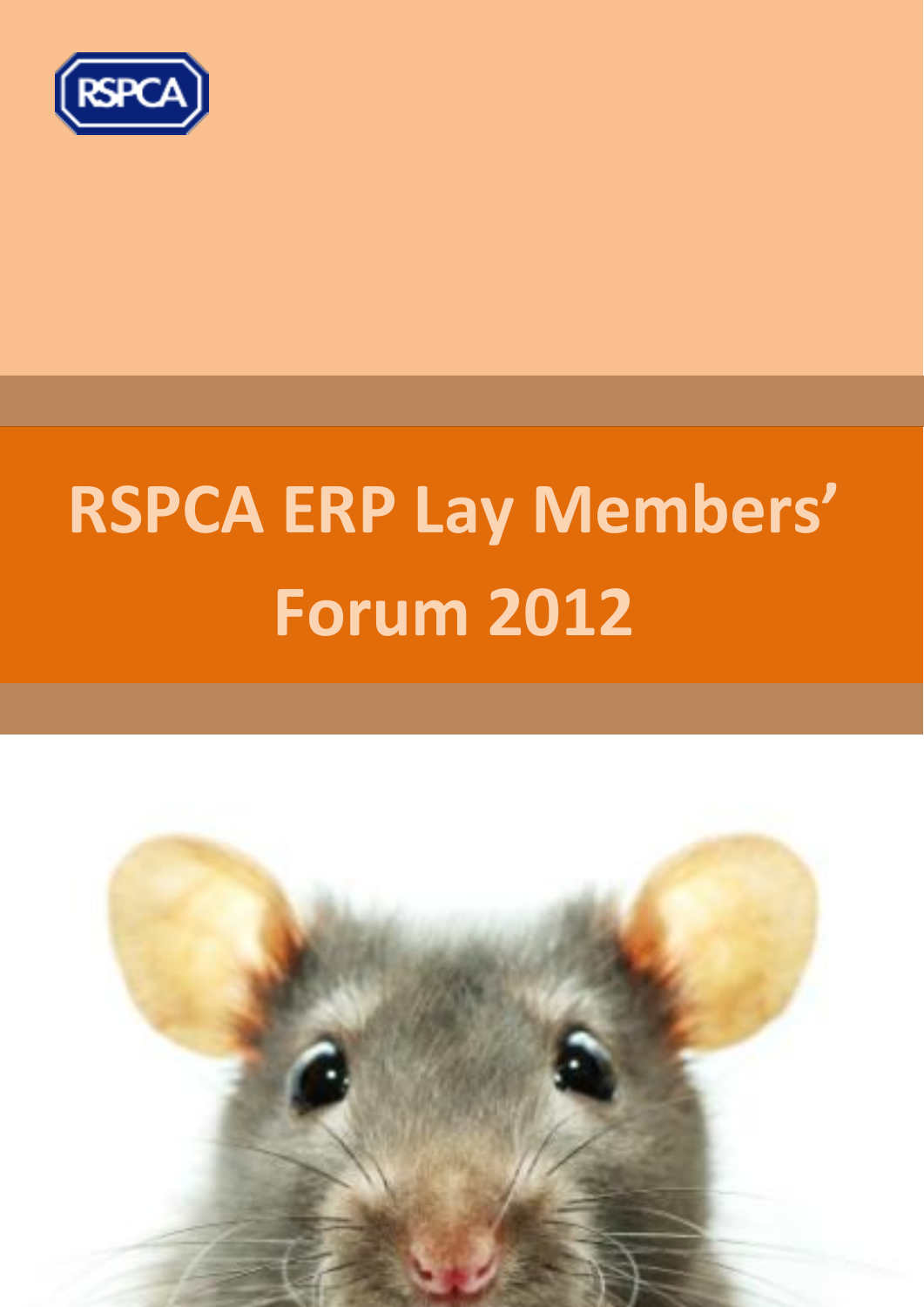RSPCA

# RSPCA ERP Lay Members' Forum 2012